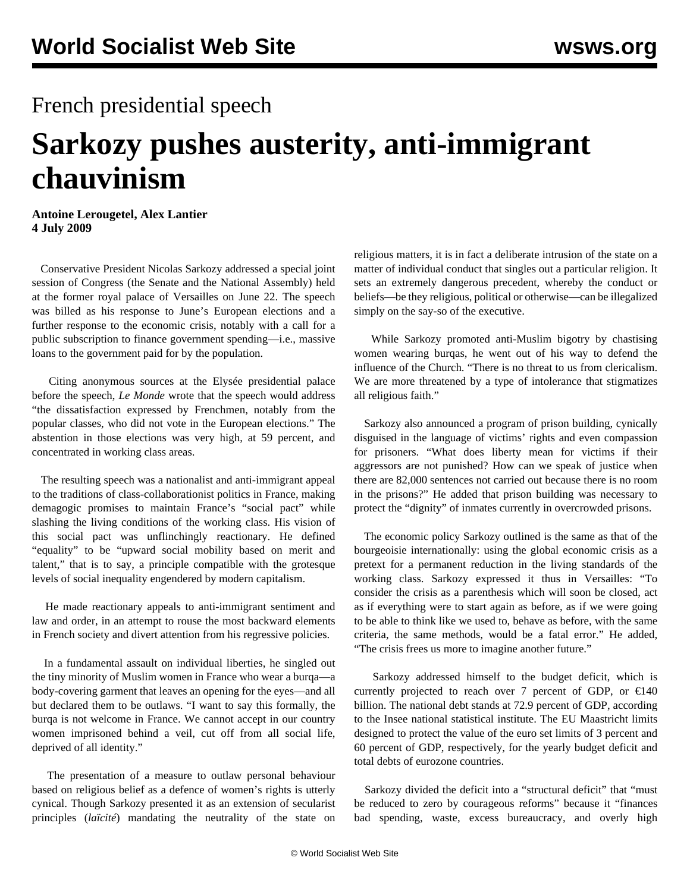French presidential speech

# Sarkozy pushes austerity, anti-immigrant chauvinism

**Antoine Lerougetel, Alex Lantier**
**4 July 2009**

Conservative President Nicolas Sarkozy addressed a special joint session of Congress (the Senate and the National Assembly) held at the former royal palace of Versailles on June 22. The speech was billed as his response to June's European elections and a further response to the economic crisis, notably with a call for a public subscription to finance government spending—i.e., massive loans to the government paid for by the population.

Citing anonymous sources at the Elysée presidential palace before the speech, *Le Monde* wrote that the speech would address "the dissatisfaction expressed by Frenchmen, notably from the popular classes, who did not vote in the European elections." The abstention in those elections was very high, at 59 percent, and concentrated in working class areas.

The resulting speech was a nationalist and anti-immigrant appeal to the traditions of class-collaborationist politics in France, making demagogic promises to maintain France's "social pact" while slashing the living conditions of the working class. His vision of this social pact was unflinchingly reactionary. He defined "equality" to be "upward social mobility based on merit and talent," that is to say, a principle compatible with the grotesque levels of social inequality engendered by modern capitalism.

He made reactionary appeals to anti-immigrant sentiment and law and order, in an attempt to rouse the most backward elements in French society and divert attention from his regressive policies.

In a fundamental assault on individual liberties, he singled out the tiny minority of Muslim women in France who wear a burqa—a body-covering garment that leaves an opening for the eyes—and all but declared them to be outlaws. "I want to say this formally, the burqa is not welcome in France. We cannot accept in our country women imprisoned behind a veil, cut off from all social life, deprived of all identity."

The presentation of a measure to outlaw personal behaviour based on religious belief as a defence of women's rights is utterly cynical. Though Sarkozy presented it as an extension of secularist principles (*laïcité*) mandating the neutrality of the state on religious matters, it is in fact a deliberate intrusion of the state on a matter of individual conduct that singles out a particular religion. It sets an extremely dangerous precedent, whereby the conduct or beliefs—be they religious, political or otherwise—can be illegalized simply on the say-so of the executive.

While Sarkozy promoted anti-Muslim bigotry by chastising women wearing burqas, he went out of his way to defend the influence of the Church. "There is no threat to us from clericalism. We are more threatened by a type of intolerance that stigmatizes all religious faith."

Sarkozy also announced a program of prison building, cynically disguised in the language of victims' rights and even compassion for prisoners. "What does liberty mean for victims if their aggressors are not punished? How can we speak of justice when there are 82,000 sentences not carried out because there is no room in the prisons?" He added that prison building was necessary to protect the "dignity" of inmates currently in overcrowded prisons.

The economic policy Sarkozy outlined is the same as that of the bourgeoisie internationally: using the global economic crisis as a pretext for a permanent reduction in the living standards of the working class. Sarkozy expressed it thus in Versailles: "To consider the crisis as a parenthesis which will soon be closed, act as if everything were to start again as before, as if we were going to be able to think like we used to, behave as before, with the same criteria, the same methods, would be a fatal error." He added, "The crisis frees us more to imagine another future."

Sarkozy addressed himself to the budget deficit, which is currently projected to reach over 7 percent of GDP, or €140 billion. The national debt stands at 72.9 percent of GDP, according to the Insee national statistical institute. The EU Maastricht limits designed to protect the value of the euro set limits of 3 percent and 60 percent of GDP, respectively, for the yearly budget deficit and total debts of eurozone countries.

Sarkozy divided the deficit into a "structural deficit" that "must be reduced to zero by courageous reforms" because it "finances bad spending, waste, excess bureaucracy, and overly high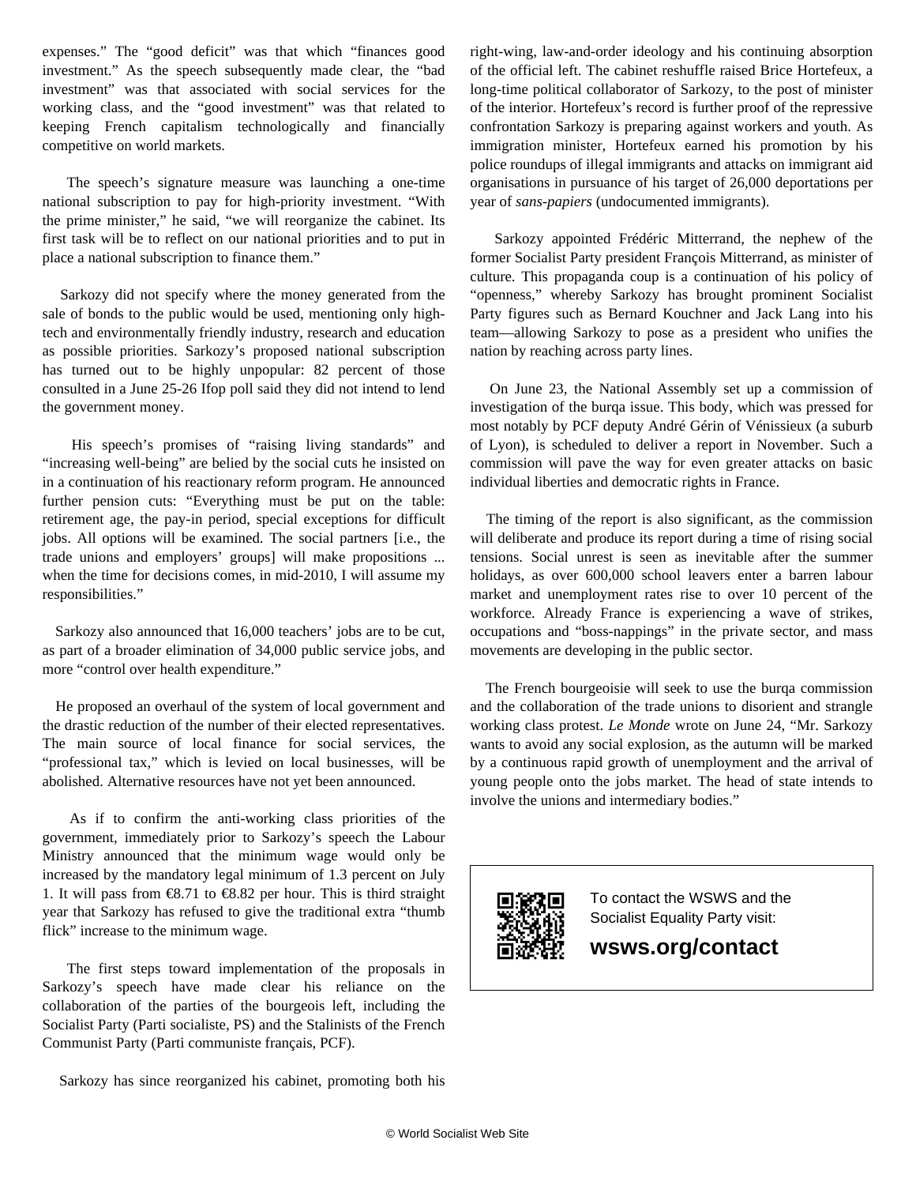expenses." The "good deficit" was that which "finances good investment." As the speech subsequently made clear, the "bad investment" was that associated with social services for the working class, and the "good investment" was that related to keeping French capitalism technologically and financially competitive on world markets.

The speech's signature measure was launching a one-time national subscription to pay for high-priority investment. "With the prime minister," he said, "we will reorganize the cabinet. Its first task will be to reflect on our national priorities and to put in place a national subscription to finance them."

Sarkozy did not specify where the money generated from the sale of bonds to the public would be used, mentioning only high-tech and environmentally friendly industry, research and education as possible priorities. Sarkozy's proposed national subscription has turned out to be highly unpopular: 82 percent of those consulted in a June 25-26 Ifop poll said they did not intend to lend the government money.

His speech's promises of "raising living standards" and "increasing well-being" are belied by the social cuts he insisted on in a continuation of his reactionary reform program. He announced further pension cuts: "Everything must be put on the table: retirement age, the pay-in period, special exceptions for difficult jobs. All options will be examined. The social partners [i.e., the trade unions and employers' groups] will make propositions ... when the time for decisions comes, in mid-2010, I will assume my responsibilities."

Sarkozy also announced that 16,000 teachers' jobs are to be cut, as part of a broader elimination of 34,000 public service jobs, and more "control over health expenditure."

He proposed an overhaul of the system of local government and the drastic reduction of the number of their elected representatives. The main source of local finance for social services, the "professional tax," which is levied on local businesses, will be abolished. Alternative resources have not yet been announced.

As if to confirm the anti-working class priorities of the government, immediately prior to Sarkozy's speech the Labour Ministry announced that the minimum wage would only be increased by the mandatory legal minimum of 1.3 percent on July 1. It will pass from €8.71 to €8.82 per hour. This is third straight year that Sarkozy has refused to give the traditional extra "thumb flick" increase to the minimum wage.

The first steps toward implementation of the proposals in Sarkozy's speech have made clear his reliance on the collaboration of the parties of the bourgeois left, including the Socialist Party (Parti socialiste, PS) and the Stalinists of the French Communist Party (Parti communiste français, PCF).

Sarkozy has since reorganized his cabinet, promoting both his right-wing, law-and-order ideology and his continuing absorption of the official left. The cabinet reshuffle raised Brice Hortefeux, a long-time political collaborator of Sarkozy, to the post of minister of the interior. Hortefeux's record is further proof of the repressive confrontation Sarkozy is preparing against workers and youth. As immigration minister, Hortefeux earned his promotion by his police roundups of illegal immigrants and attacks on immigrant aid organisations in pursuance of his target of 26,000 deportations per year of *sans-papiers* (undocumented immigrants).

Sarkozy appointed Frédéric Mitterrand, the nephew of the former Socialist Party president François Mitterrand, as minister of culture. This propaganda coup is a continuation of his policy of "openness," whereby Sarkozy has brought prominent Socialist Party figures such as Bernard Kouchner and Jack Lang into his team—allowing Sarkozy to pose as a president who unifies the nation by reaching across party lines.

On June 23, the National Assembly set up a commission of investigation of the burqa issue. This body, which was pressed for most notably by PCF deputy André Gérin of Vénissieux (a suburb of Lyon), is scheduled to deliver a report in November. Such a commission will pave the way for even greater attacks on basic individual liberties and democratic rights in France.

The timing of the report is also significant, as the commission will deliberate and produce its report during a time of rising social tensions. Social unrest is seen as inevitable after the summer holidays, as over 600,000 school leavers enter a barren labour market and unemployment rates rise to over 10 percent of the workforce. Already France is experiencing a wave of strikes, occupations and "boss-nappings" in the private sector, and mass movements are developing in the public sector.

The French bourgeoisie will seek to use the burqa commission and the collaboration of the trade unions to disorient and strangle working class protest. *Le Monde* wrote on June 24, "Mr. Sarkozy wants to avoid any social explosion, as the autumn will be marked by a continuous rapid growth of unemployment and the arrival of young people onto the jobs market. The head of state intends to involve the unions and intermediary bodies."

To contact the WSWS and the Socialist Equality Party visit:

**wsws.org/contact**